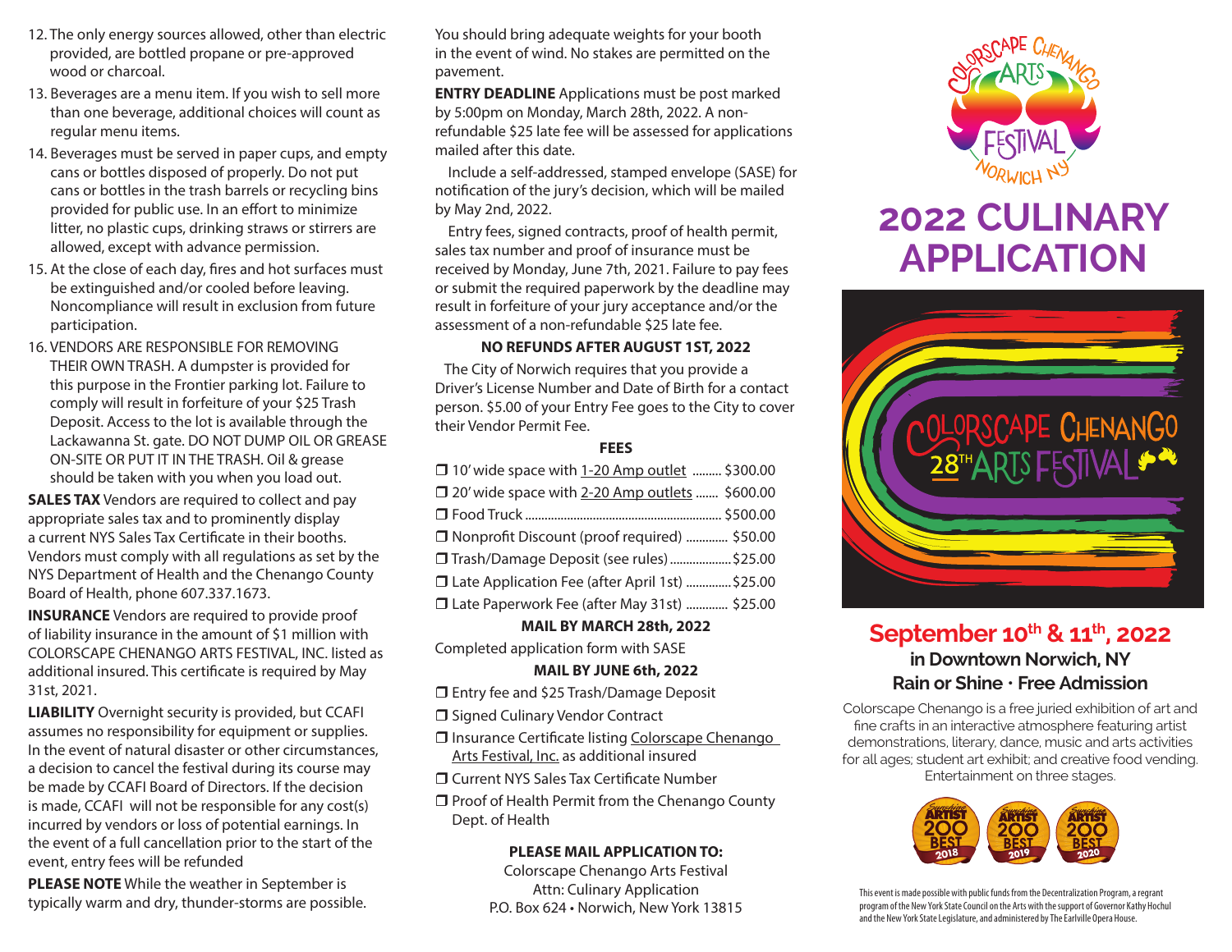12. The only energy sources allowed, other than electric provided, are bottled propane or pre-approved wood or charcoal.
13. Beverages are a menu item. If you wish to sell more than one beverage, additional choices will count as regular menu items.
14. Beverages must be served in paper cups, and empty cans or bottles disposed of properly. Do not put cans or bottles in the trash barrels or recycling bins provided for public use. In an effort to minimize litter, no plastic cups, drinking straws or stirrers are allowed, except with advance permission.
15. At the close of each day, fires and hot surfaces must be extinguished and/or cooled before leaving. Noncompliance will result in exclusion from future participation.
16. VENDORS ARE RESPONSIBLE FOR REMOVING THEIR OWN TRASH. A dumpster is provided for this purpose in the Frontier parking lot. Failure to comply will result in forfeiture of your $25 Trash Deposit. Access to the lot is available through the Lackawanna St. gate. DO NOT DUMP OIL OR GREASE ON-SITE OR PUT IT IN THE TRASH. Oil & grease should be taken with you when you load out.

**SALES TAX** Vendors are required to collect and pay appropriate sales tax and to prominently display a current NYS Sales Tax Certificate in their booths. Vendors must comply with all regulations as set by the NYS Department of Health and the Chenango County Board of Health, phone 607.337.1673.

**INSURANCE** Vendors are required to provide proof of liability insurance in the amount of $1 million with COLORSCAPE CHENANGO ARTS FESTIVAL, INC. listed as additional insured. This certificate is required by May 31st, 2021.

**LIABILITY** Overnight security is provided, but CCAFI assumes no responsibility for equipment or supplies. In the event of natural disaster or other circumstances, a decision to cancel the festival during its course may be made by CCAFI Board of Directors. If the decision is made, CCAFI will not be responsible for any cost(s) incurred by vendors or loss of potential earnings. In the event of a full cancellation prior to the start of the event, entry fees will be refunded

**PLEASE NOTE** While the weather in September is typically warm and dry, thunder-storms are possible. You should bring adequate weights for your booth in the event of wind. No stakes are permitted on the pavement.

**ENTRY DEADLINE** Applications must be post marked by 5:00pm on Monday, March 28th, 2022. A non-refundable $25 late fee will be assessed for applications mailed after this date.

Include a self-addressed, stamped envelope (SASE) for notification of the jury's decision, which will be mailed by May 2nd, 2022.

Entry fees, signed contracts, proof of health permit, sales tax number and proof of insurance must be received by Monday, June 7th, 2021. Failure to pay fees or submit the required paperwork by the deadline may result in forfeiture of your jury acceptance and/or the assessment of a non-refundable $25 late fee.

**NO REFUNDS AFTER AUGUST 1ST, 2022**

The City of Norwich requires that you provide a Driver's License Number and Date of Birth for a contact person. $5.00 of your Entry Fee goes to the City to cover their Vendor Permit Fee.

**FEES**

- ❒ 10' wide space with 1-20 Amp outlet ......... $300.00
- ❒ 20' wide space with 2-20 Amp outlets ....... $600.00
- ❒ Food Truck ............................................ $500.00
- ❒ Nonprofit Discount (proof required) ............ $50.00
- ❒ Trash/Damage Deposit (see rules) .................. $25.00
- ❒ Late Application Fee (after April 1st) .............. $25.00
- ❒ Late Paperwork Fee (after May 31st) ............ $25.00

**MAIL BY MARCH 28th, 2022**

Completed application form with SASE

**MAIL BY JUNE 6th, 2022**

- ❒ Entry fee and $25 Trash/Damage Deposit
- ❒ Signed Culinary Vendor Contract
- ❒ Insurance Certificate listing Colorscape Chenango Arts Festival, Inc. as additional insured
- ❒ Current NYS Sales Tax Certificate Number
- ❒ Proof of Health Permit from the Chenango County Dept. of Health

**PLEASE MAIL APPLICATION TO:**

Colorscape Chenango Arts Festival
Attn: Culinary Application
P.O. Box 624 • Norwich, New York 13815

Colorscape Chenango Arts Festival Norwich NY

# 2022 CULINARY APPLICATION

Colorscape Chenango 28th Arts Festival

## September 10th & 11th, 2022

**in Downtown Norwich, NY**
**Rain or Shine · Free Admission**

Colorscape Chenango is a free juried exhibition of art and fine crafts in an interactive atmosphere featuring artist demonstrations, literary, dance, music and arts activities for all ages; student art exhibit; and creative food vending. Entertainment on three stages.

Sunshine Artist 200 Best 2018 · Sunshine Artist 200 Best 2019 · Sunshine Artist 200 Best 2020

This event is made possible with public funds from the Decentralization Program, a regrant program of the New York State Council on the Arts with the support of Governor Kathy Hochul and the New York State Legislature, and administered by The Earlville Opera House.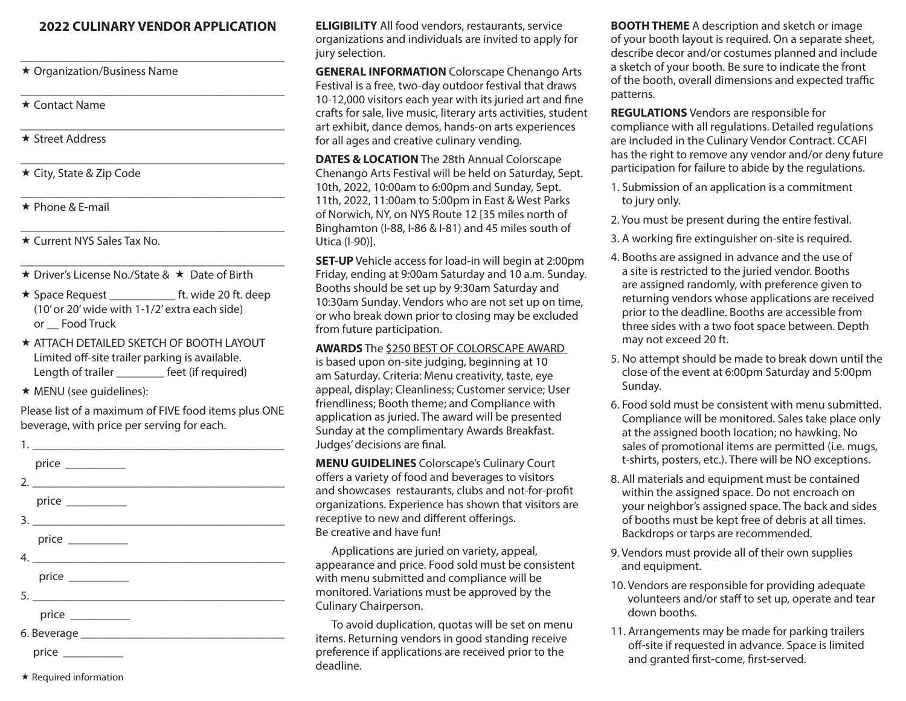## 2022 CULINARY VENDOR APPLICATION

______________________________________________
★ Organization/Business Name

______________________________________________
★ Contact Name

______________________________________________
★ Street Address

______________________________________________
★ City, State & Zip Code

______________________________________________
★ Phone & E-mail

______________________________________________
★ Current NYS Sales Tax No.

______________________________________________
★ Driver's License No./State & ★ Date of Birth

★ Space Request ___________ ft. wide 20 ft. deep (10' or 20' wide with 1-1/2' extra each side) or __ Food Truck

★ ATTACH DETAILED SKETCH OF BOOTH LAYOUT Limited off-site trailer parking is available. Length of trailer ________ feet (if required)

★ MENU (see guidelines):

Please list of a maximum of FIVE food items plus ONE beverage, with price per serving for each.

1. ______________________________________________
   price __________
2. ______________________________________________
   price __________
3. ______________________________________________
   price __________
4. ______________________________________________
   price __________
5. ______________________________________________
   price __________
6. Beverage ____________________________________
   price __________

★ Required information

**ELIGIBILITY** All food vendors, restaurants, service organizations and individuals are invited to apply for jury selection.

**GENERAL INFORMATION** Colorscape Chenango Arts Festival is a free, two-day outdoor festival that draws 10-12,000 visitors each year with its juried art and fine crafts for sale, live music, literary arts activities, student art exhibit, dance demos, hands-on arts experiences for all ages and creative culinary vending.

**DATES & LOCATION** The 28th Annual Colorscape Chenango Arts Festival will be held on Saturday, Sept. 10th, 2022, 10:00am to 6:00pm and Sunday, Sept. 11th, 2022, 11:00am to 5:00pm in East & West Parks of Norwich, NY, on NYS Route 12 [35 miles north of Binghamton (I-88, I-86 & I-81) and 45 miles south of Utica (I-90)].

**SET-UP** Vehicle access for load-in will begin at 2:00pm Friday, ending at 9:00am Saturday and 10 a.m. Sunday. Booths should be set up by 9:30am Saturday and 10:30am Sunday. Vendors who are not set up on time, or who break down prior to closing may be excluded from future participation.

**AWARDS** The $250 BEST OF COLORSCAPE AWARD is based upon on-site judging, beginning at 10 am Saturday. Criteria: Menu creativity, taste, eye appeal, display; Cleanliness; Customer service; User friendliness; Booth theme; and Compliance with application as juried. The award will be presented Sunday at the complimentary Awards Breakfast. Judges' decisions are final.

**MENU GUIDELINES** Colorscape's Culinary Court offers a variety of food and beverages to visitors and showcases restaurants, clubs and not-for-profit organizations. Experience has shown that visitors are receptive to new and different offerings. Be creative and have fun!

Applications are juried on variety, appeal, appearance and price. Food sold must be consistent with menu submitted and compliance will be monitored. Variations must be approved by the Culinary Chairperson.

To avoid duplication, quotas will be set on menu items. Returning vendors in good standing receive preference if applications are received prior to the deadline.

**BOOTH THEME** A description and sketch or image of your booth layout is required. On a separate sheet, describe decor and/or costumes planned and include a sketch of your booth. Be sure to indicate the front of the booth, overall dimensions and expected traffic patterns.

**REGULATIONS** Vendors are responsible for compliance with all regulations. Detailed regulations are included in the Culinary Vendor Contract. CCAFI has the right to remove any vendor and/or deny future participation for failure to abide by the regulations.

1. Submission of an application is a commitment to jury only.
2. You must be present during the entire festival.
3. A working fire extinguisher on-site is required.
4. Booths are assigned in advance and the use of a site is restricted to the juried vendor. Booths are assigned randomly, with preference given to returning vendors whose applications are received prior to the deadline. Booths are accessible from three sides with a two foot space between. Depth may not exceed 20 ft.
5. No attempt should be made to break down until the close of the event at 6:00pm Saturday and 5:00pm Sunday.
6. Food sold must be consistent with menu submitted. Compliance will be monitored. Sales take place only at the assigned booth location; no hawking. No sales of promotional items are permitted (i.e. mugs, t-shirts, posters, etc.). There will be NO exceptions.
8. All materials and equipment must be contained within the assigned space. Do not encroach on your neighbor's assigned space. The back and sides of booths must be kept free of debris at all times. Backdrops or tarps are recommended.
9. Vendors must provide all of their own supplies and equipment.
10. Vendors are responsible for providing adequate volunteers and/or staff to set up, operate and tear down booths.
11. Arrangements may be made for parking trailers off-site if requested in advance. Space is limited and granted first-come, first-served.